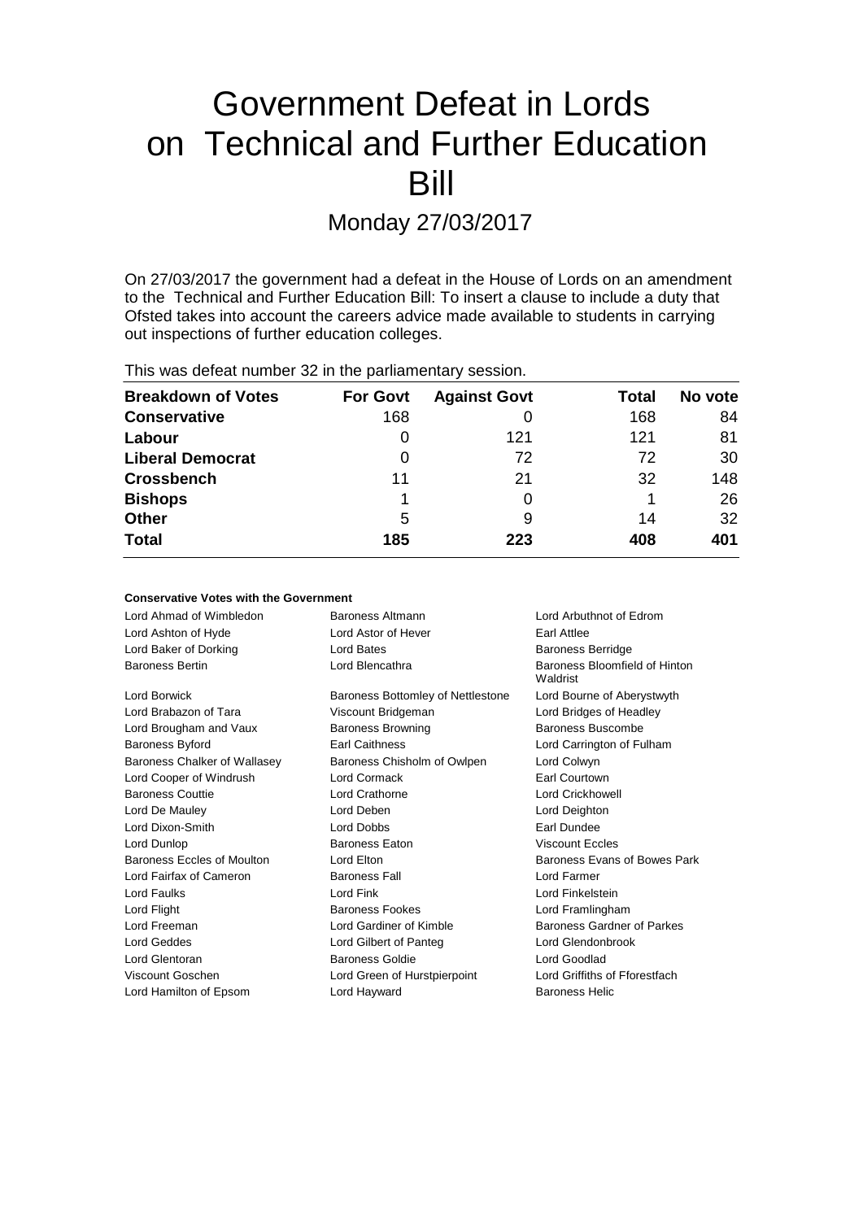# Government Defeat in Lords on Technical and Further Education Bill

Monday 27/03/2017

On 27/03/2017 the government had a defeat in the House of Lords on an amendment to the Technical and Further Education Bill: To insert a clause to include a duty that Ofsted takes into account the careers advice made available to students in carrying out inspections of further education colleges.

This was defeat number 32 in the parliamentary session.

| Breakdown of Votes | For Govt | Against Govt | Total | No vote |
|---|---|---|---|---|
| Conservative | 168 | 0 | 168 | 84 |
| Labour | 0 | 121 | 121 | 81 |
| Liberal Democrat | 0 | 72 | 72 | 30 |
| Crossbench | 11 | 21 | 32 | 148 |
| Bishops | 1 | 0 | 1 | 26 |
| Other | 5 | 9 | 14 | 32 |
| **Total** | **185** | **223** | **408** | **401** |

**Conservative Votes with the Government**

| | | |
|---|---|---|
| Lord Ahmad of Wimbledon | Baroness Altmann | Lord Arbuthnot of Edrom |
| Lord Ashton of Hyde | Lord Astor of Hever | Earl Attlee |
| Lord Baker of Dorking | Lord Bates | Baroness Berridge |
| Baroness Bertin | Lord Blencathra | Baroness Bloomfield of Hinton Waldrist |
| Lord Borwick | Baroness Bottomley of Nettlestone | Lord Bourne of Aberystwyth |
| Lord Brabazon of Tara | Viscount Bridgeman | Lord Bridges of Headley |
| Lord Brougham and Vaux | Baroness Browning | Baroness Buscombe |
| Baroness Byford | Earl Caithness | Lord Carrington of Fulham |
| Baroness Chalker of Wallasey | Baroness Chisholm of Owlpen | Lord Colwyn |
| Lord Cooper of Windrush | Lord Cormack | Earl Courtown |
| Baroness Couttie | Lord Crathorne | Lord Crickhowell |
| Lord De Mauley | Lord Deben | Lord Deighton |
| Lord Dixon-Smith | Lord Dobbs | Earl Dundee |
| Lord Dunlop | Baroness Eaton | Viscount Eccles |
| Baroness Eccles of Moulton | Lord Elton | Baroness Evans of Bowes Park |
| Lord Fairfax of Cameron | Baroness Fall | Lord Farmer |
| Lord Faulks | Lord Fink | Lord Finkelstein |
| Lord Flight | Baroness Fookes | Lord Framlingham |
| Lord Freeman | Lord Gardiner of Kimble | Baroness Gardner of Parkes |
| Lord Geddes | Lord Gilbert of Panteg | Lord Glendonbrook |
| Lord Glentoran | Baroness Goldie | Lord Goodlad |
| Viscount Goschen | Lord Green of Hurstpierpoint | Lord Griffiths of Fforestfach |
| Lord Hamilton of Epsom | Lord Hayward | Baroness Helic |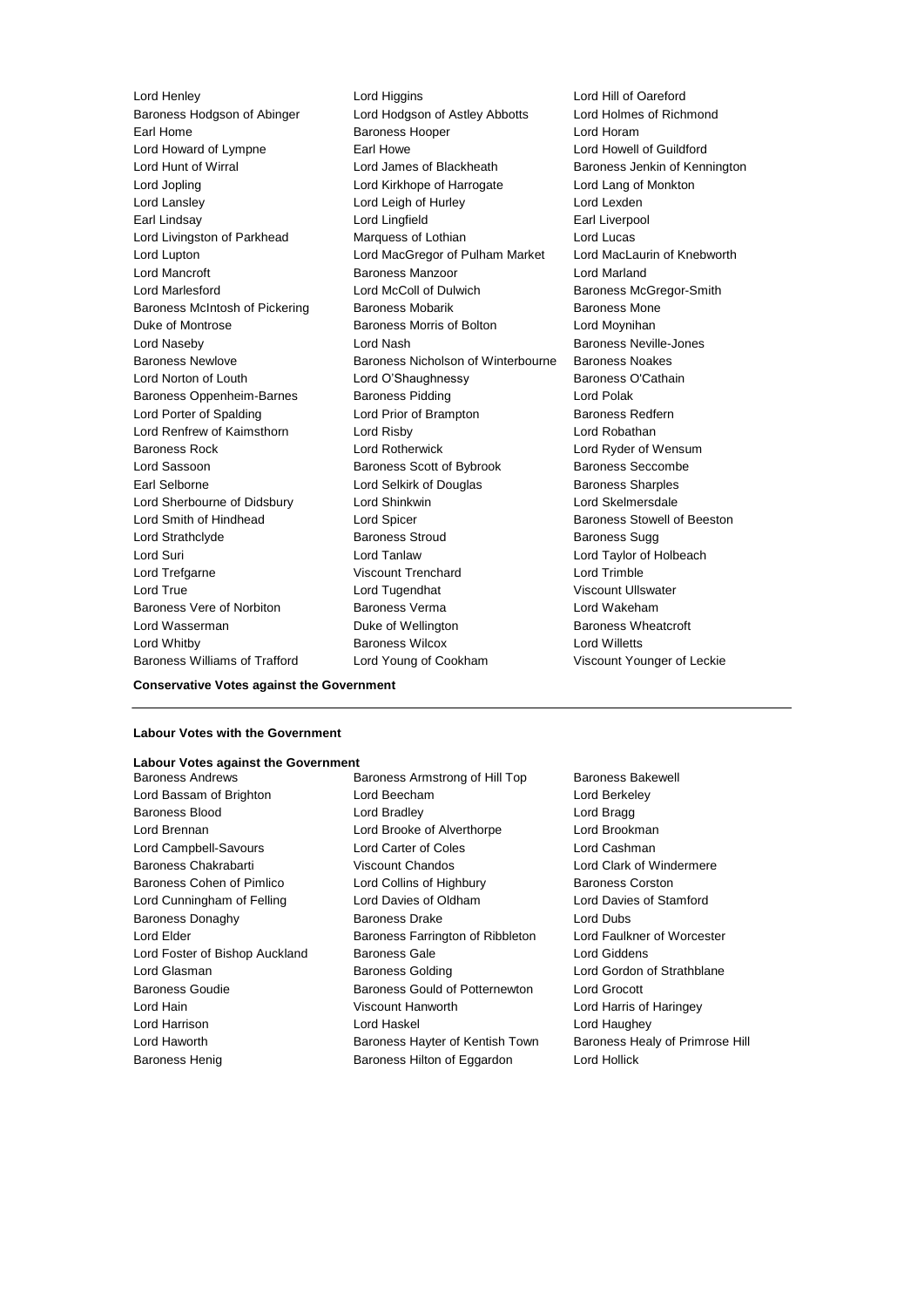Lord Henley
Lord Higgins
Lord Hill of Oareford
Baroness Hodgson of Abinger
Lord Hodgson of Astley Abbotts
Lord Holmes of Richmond
Earl Home
Baroness Hooper
Lord Horam
Lord Howard of Lympne
Earl Howe
Lord Howell of Guildford
Lord Hunt of Wirral
Lord James of Blackheath
Baroness Jenkin of Kennington
Lord Jopling
Lord Kirkhope of Harrogate
Lord Lang of Monkton
Lord Lansley
Lord Leigh of Hurley
Lord Lexden
Earl Lindsay
Lord Lingfield
Earl Liverpool
Lord Livingston of Parkhead
Marquess of Lothian
Lord Lucas
Lord Lupton
Lord MacGregor of Pulham Market
Lord MacLaurin of Knebworth
Lord Mancroft
Baroness Manzoor
Lord Marland
Lord Marlesford
Lord McColl of Dulwich
Baroness McGregor-Smith
Baroness McIntosh of Pickering
Baroness Mobarik
Baroness Mone
Duke of Montrose
Baroness Morris of Bolton
Lord Moynihan
Lord Naseby
Lord Nash
Baroness Neville-Jones
Baroness Newlove
Baroness Nicholson of Winterbourne
Baroness Noakes
Lord Norton of Louth
Lord O'Shaughnessy
Baroness O'Cathain
Baroness Oppenheim-Barnes
Baroness Pidding
Lord Polak
Lord Porter of Spalding
Lord Prior of Brampton
Baroness Redfern
Lord Renfrew of Kaimsthorn
Lord Risby
Lord Robathan
Baroness Rock
Lord Rotherwick
Lord Ryder of Wensum
Lord Sassoon
Baroness Scott of Bybrook
Baroness Seccombe
Earl Selborne
Lord Selkirk of Douglas
Baroness Sharples
Lord Sherbourne of Didsbury
Lord Shinkwin
Lord Skelmersdale
Lord Smith of Hindhead
Lord Spicer
Baroness Stowell of Beeston
Lord Strathclyde
Baroness Stroud
Baroness Sugg
Lord Suri
Lord Tanlaw
Lord Taylor of Holbeach
Lord Trefgarne
Viscount Trenchard
Lord Trimble
Lord True
Lord Tugendhat
Viscount Ullswater
Baroness Vere of Norbiton
Baroness Verma
Lord Wakeham
Lord Wasserman
Duke of Wellington
Baroness Wheatcroft
Lord Whitby
Baroness Wilcox
Lord Willetts
Baroness Williams of Trafford
Lord Young of Cookham
Viscount Younger of Leckie

**Conservative Votes against the Government**

---

**Labour Votes with the Government**

**Labour Votes against the Government**

Baroness Andrews
Baroness Armstrong of Hill Top
Baroness Bakewell
Lord Bassam of Brighton
Lord Beecham
Lord Berkeley
Baroness Blood
Lord Bradley
Lord Bragg
Lord Brennan
Lord Brooke of Alverthorpe
Lord Brookman
Lord Campbell-Savours
Lord Carter of Coles
Lord Cashman
Baroness Chakrabarti
Viscount Chandos
Lord Clark of Windermere
Baroness Cohen of Pimlico
Lord Collins of Highbury
Baroness Corston
Lord Cunningham of Felling
Lord Davies of Oldham
Lord Davies of Stamford
Baroness Donaghy
Baroness Drake
Lord Dubs
Lord Elder
Baroness Farrington of Ribbleton
Lord Faulkner of Worcester
Lord Foster of Bishop Auckland
Baroness Gale
Lord Giddens
Lord Glasman
Baroness Golding
Lord Gordon of Strathblane
Baroness Goudie
Baroness Gould of Potternewton
Lord Grocott
Lord Hain
Viscount Hanworth
Lord Harris of Haringey
Lord Harrison
Lord Haskel
Lord Haughey
Lord Haworth
Baroness Hayter of Kentish Town
Baroness Healy of Primrose Hill
Baroness Henig
Baroness Hilton of Eggardon
Lord Hollick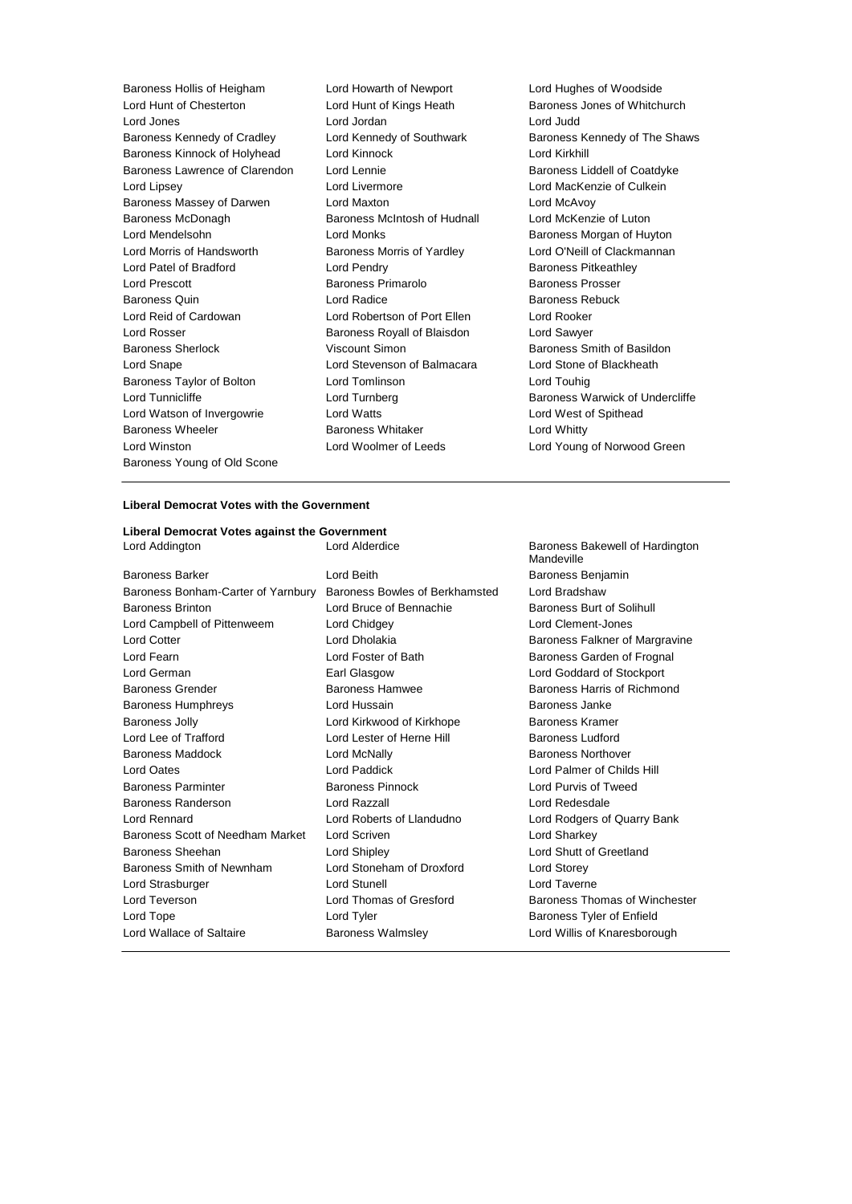Baroness Hollis of Heigham
Lord Howarth of Newport
Lord Hughes of Woodside
Lord Hunt of Chesterton
Lord Hunt of Kings Heath
Baroness Jones of Whitchurch
Lord Jones
Lord Jordan
Lord Judd
Baroness Kennedy of Cradley
Lord Kennedy of Southwark
Baroness Kennedy of The Shaws
Baroness Kinnock of Holyhead
Lord Kinnock
Lord Kirkhill
Baroness Lawrence of Clarendon
Lord Lennie
Baroness Liddell of Coatdyke
Lord Lipsey
Lord Livermore
Lord MacKenzie of Culkein
Baroness Massey of Darwen
Lord Maxton
Lord McAvoy
Baroness McDonagh
Baroness McIntosh of Hudnall
Lord McKenzie of Luton
Lord Mendelsohn
Lord Monks
Baroness Morgan of Huyton
Lord Morris of Handsworth
Baroness Morris of Yardley
Lord O'Neill of Clackmannan
Lord Patel of Bradford
Lord Pendry
Baroness Pitkeathley
Lord Prescott
Baroness Primarolo
Baroness Prosser
Baroness Quin
Lord Radice
Baroness Rebuck
Lord Reid of Cardowan
Lord Robertson of Port Ellen
Lord Rooker
Lord Rosser
Baroness Royall of Blaisdon
Lord Sawyer
Baroness Sherlock
Viscount Simon
Baroness Smith of Basildon
Lord Snape
Lord Stevenson of Balmacara
Lord Stone of Blackheath
Baroness Taylor of Bolton
Lord Tomlinson
Lord Touhig
Lord Tunnicliffe
Lord Turnberg
Baroness Warwick of Undercliffe
Lord Watson of Invergowrie
Lord Watts
Lord West of Spithead
Baroness Wheeler
Baroness Whitaker
Lord Whitty
Lord Winston
Lord Woolmer of Leeds
Lord Young of Norwood Green
Baroness Young of Old Scone

**Liberal Democrat Votes with the Government**

**Liberal Democrat Votes against the Government**

Lord Addington
Lord Alderdice
Baroness Bakewell of Hardington Mandeville
Baroness Barker
Lord Beith
Baroness Benjamin
Baroness Bonham-Carter of Yarnbury
Baroness Bowles of Berkhamsted
Lord Bradshaw
Baroness Brinton
Lord Bruce of Bennachie
Baroness Burt of Solihull
Lord Campbell of Pittenweem
Lord Chidgey
Lord Clement-Jones
Lord Cotter
Lord Dholakia
Baroness Falkner of Margravine
Lord Fearn
Lord Foster of Bath
Baroness Garden of Frognal
Lord German
Earl Glasgow
Lord Goddard of Stockport
Baroness Grender
Baroness Hamwee
Baroness Harris of Richmond
Baroness Humphreys
Lord Hussain
Baroness Janke
Baroness Jolly
Lord Kirkwood of Kirkhope
Baroness Kramer
Lord Lee of Trafford
Lord Lester of Herne Hill
Baroness Ludford
Baroness Maddock
Lord McNally
Baroness Northover
Lord Oates
Lord Paddick
Lord Palmer of Childs Hill
Baroness Parminter
Baroness Pinnock
Lord Purvis of Tweed
Baroness Randerson
Lord Razzall
Lord Redesdale
Lord Rennard
Lord Roberts of Llandudno
Lord Rodgers of Quarry Bank
Baroness Scott of Needham Market
Lord Scriven
Lord Sharkey
Baroness Sheehan
Lord Shipley
Lord Shutt of Greetland
Baroness Smith of Newnham
Lord Stoneham of Droxford
Lord Storey
Lord Strasburger
Lord Stunell
Lord Taverne
Lord Teverson
Lord Thomas of Gresford
Baroness Thomas of Winchester
Lord Tope
Lord Tyler
Baroness Tyler of Enfield
Lord Wallace of Saltaire
Baroness Walmsley
Lord Willis of Knaresborough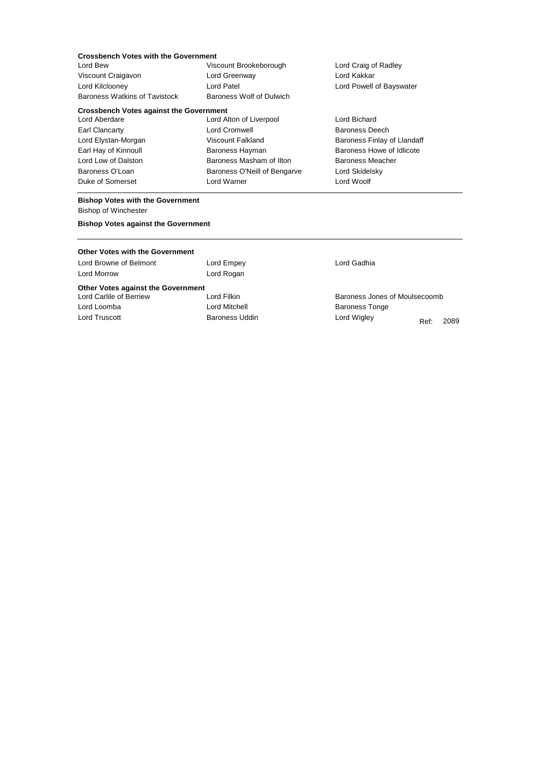**Crossbench Votes with the Government**

| | | |
|---|---|---|
| Lord Bew | Viscount Brookeborough | Lord Craig of Radley |
| Viscount Craigavon | Lord Greenway | Lord Kakkar |
| Lord Kilclooney | Lord Patel | Lord Powell of Bayswater |
| Baroness Watkins of Tavistock | Baroness Wolf of Dulwich | |

**Crossbench Votes against the Government**

| | | |
|---|---|---|
| Lord Aberdare | Lord Alton of Liverpool | Lord Bichard |
| Earl Clancarty | Lord Cromwell | Baroness Deech |
| Lord Elystan-Morgan | Viscount Falkland | Baroness Finlay of Llandaff |
| Earl Hay of Kinnoull | Baroness Hayman | Baroness Howe of Idlicote |
| Lord Low of Dalston | Baroness Masham of Ilton | Baroness Meacher |
| Baroness O'Loan | Baroness O'Neill of Bengarve | Lord Skidelsky |
| Duke of Somerset | Lord Warner | Lord Woolf |

**Bishop Votes with the Government**

Bishop of Winchester

**Bishop Votes against the Government**

---

**Other Votes with the Government**

| | | |
|---|---|---|
| Lord Browne of Belmont | Lord Empey | Lord Gadhia |
| Lord Morrow | Lord Rogan | |

**Other Votes against the Government**

| | | |
|---|---|---|
| Lord Carlile of Berriew | Lord Filkin | Baroness Jones of Moulsecoomb |
| Lord Loomba | Lord Mitchell | Baroness Tonge |
| Lord Truscott | Baroness Uddin | Lord Wigley |

Ref: 2089